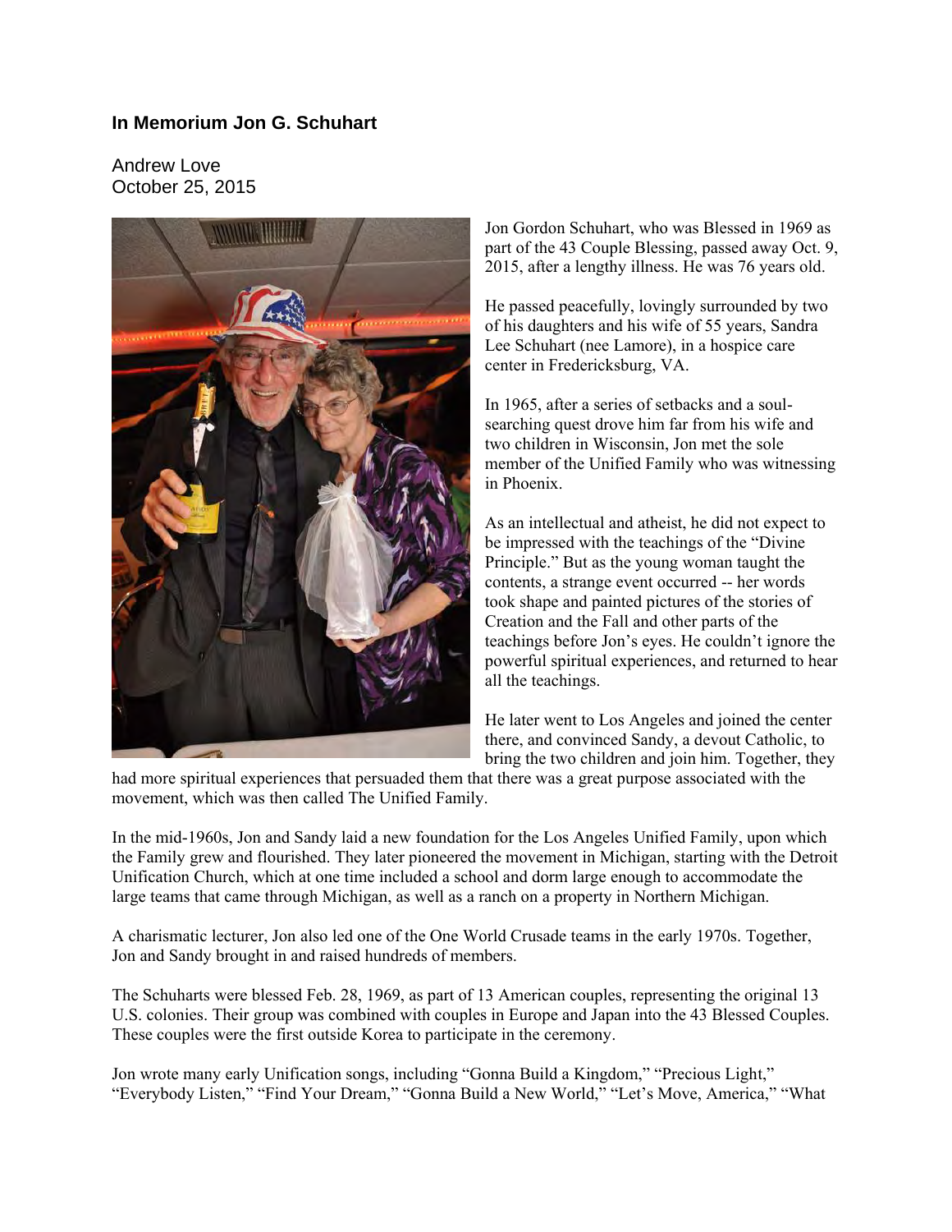# In Memorium Jon G. Schuhart

Andrew Love
October 25, 2015

Jon Gordon Schuhart, who was Blessed in 1969 as part of the 43 Couple Blessing, passed away Oct. 9, 2015, after a lengthy illness. He was 76 years old.

He passed peacefully, lovingly surrounded by two of his daughters and his wife of 55 years, Sandra Lee Schuhart (nee Lamore), in a hospice care center in Fredericksburg, VA.

In 1965, after a series of setbacks and a soul-searching quest drove him far from his wife and two children in Wisconsin, Jon met the sole member of the Unified Family who was witnessing in Phoenix.

As an intellectual and atheist, he did not expect to be impressed with the teachings of the "Divine Principle." But as the young woman taught the contents, a strange event occurred -- her words took shape and painted pictures of the stories of Creation and the Fall and other parts of the teachings before Jon's eyes. He couldn't ignore the powerful spiritual experiences, and returned to hear all the teachings.

He later went to Los Angeles and joined the center there, and convinced Sandy, a devout Catholic, to bring the two children and join him. Together, they had more spiritual experiences that persuaded them that there was a great purpose associated with the movement, which was then called The Unified Family.

In the mid-1960s, Jon and Sandy laid a new foundation for the Los Angeles Unified Family, upon which the Family grew and flourished. They later pioneered the movement in Michigan, starting with the Detroit Unification Church, which at one time included a school and dorm large enough to accommodate the large teams that came through Michigan, as well as a ranch on a property in Northern Michigan.

A charismatic lecturer, Jon also led one of the One World Crusade teams in the early 1970s. Together, Jon and Sandy brought in and raised hundreds of members.

The Schuharts were blessed Feb. 28, 1969, as part of 13 American couples, representing the original 13 U.S. colonies. Their group was combined with couples in Europe and Japan into the 43 Blessed Couples. These couples were the first outside Korea to participate in the ceremony.

Jon wrote many early Unification songs, including "Gonna Build a Kingdom," "Precious Light," "Everybody Listen," "Find Your Dream," "Gonna Build a New World," "Let's Move, America," "What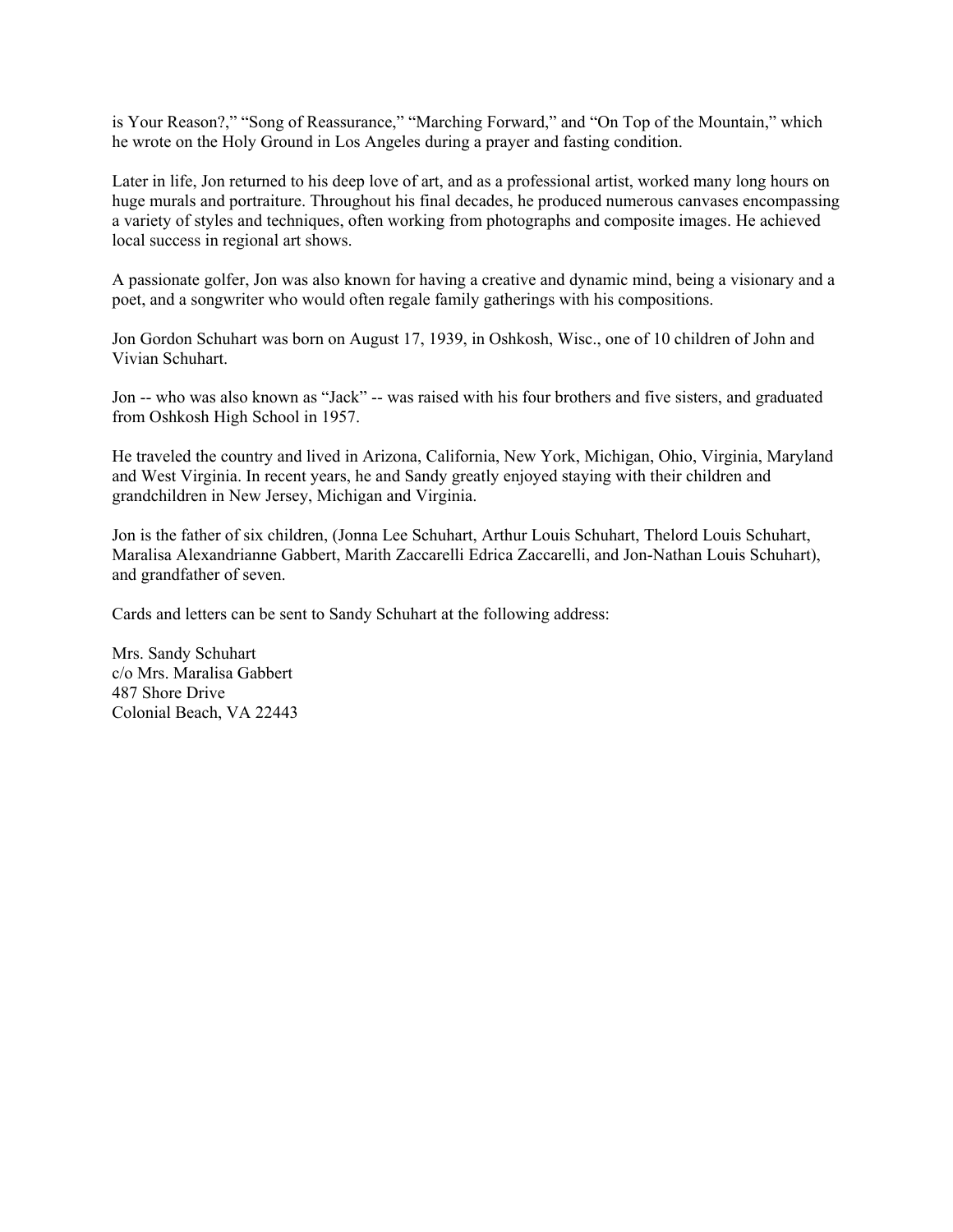is Your Reason?," "Song of Reassurance," "Marching Forward," and "On Top of the Mountain," which he wrote on the Holy Ground in Los Angeles during a prayer and fasting condition.

Later in life, Jon returned to his deep love of art, and as a professional artist, worked many long hours on huge murals and portraiture. Throughout his final decades, he produced numerous canvases encompassing a variety of styles and techniques, often working from photographs and composite images. He achieved local success in regional art shows.

A passionate golfer, Jon was also known for having a creative and dynamic mind, being a visionary and a poet, and a songwriter who would often regale family gatherings with his compositions.

Jon Gordon Schuhart was born on August 17, 1939, in Oshkosh, Wisc., one of 10 children of John and Vivian Schuhart.

Jon -- who was also known as "Jack" -- was raised with his four brothers and five sisters, and graduated from Oshkosh High School in 1957.

He traveled the country and lived in Arizona, California, New York, Michigan, Ohio, Virginia, Maryland and West Virginia. In recent years, he and Sandy greatly enjoyed staying with their children and grandchildren in New Jersey, Michigan and Virginia.

Jon is the father of six children, (Jonna Lee Schuhart, Arthur Louis Schuhart, Thelord Louis Schuhart, Maralisa Alexandrianne Gabbert, Marith Zaccarelli Edrica Zaccarelli, and Jon-Nathan Louis Schuhart), and grandfather of seven.

Cards and letters can be sent to Sandy Schuhart at the following address:

Mrs. Sandy Schuhart  
c/o Mrs. Maralisa Gabbert  
487 Shore Drive  
Colonial Beach, VA 22443